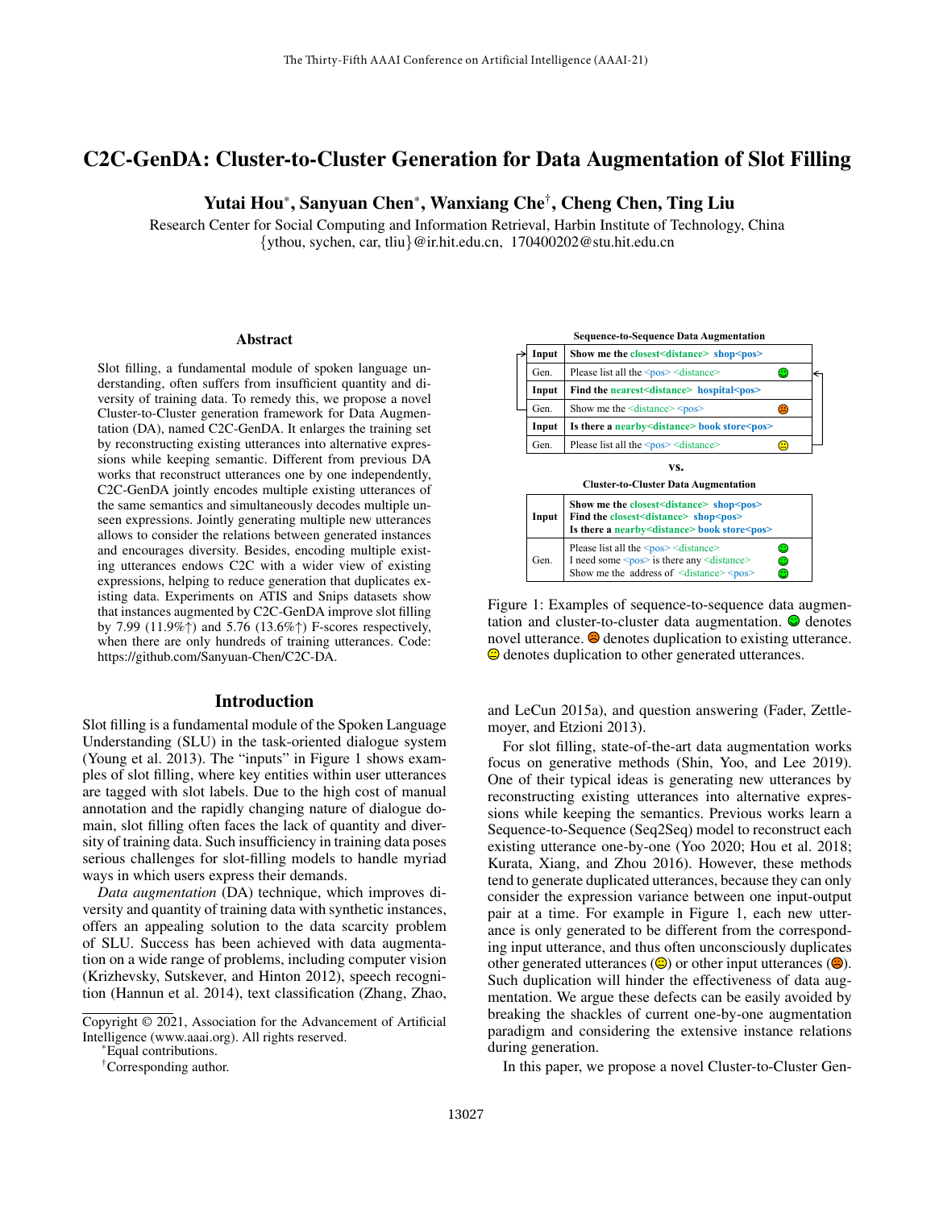# C2C-GenDA: Cluster-to-Cluster Generation for Data Augmentation of Slot Filling

**Yutai Hou*, Sanyuan Chen*, Wanxiang Che†, Cheng Chen, Ting Liu**

Research Center for Social Computing and Information Retrieval, Harbin Institute of Technology, China
{ythou, sychen, car, tliu}@ir.hit.edu.cn, 170400202@stu.hit.edu.cn

## Abstract

Slot filling, a fundamental module of spoken language understanding, often suffers from insufficient quantity and diversity of training data. To remedy this, we propose a novel Cluster-to-Cluster generation framework for Data Augmentation (DA), named C2C-GenDA. It enlarges the training set by reconstructing existing utterances into alternative expressions while keeping semantic. Different from previous DA works that reconstruct utterances one by one independently, C2C-GenDA jointly encodes multiple existing utterances of the same semantics and simultaneously decodes multiple unseen expressions. Jointly generating multiple new utterances allows to consider the relations between generated instances and encourages diversity. Besides, encoding multiple existing utterances endows C2C with a wider view of existing expressions, helping to reduce generation that duplicates existing data. Experiments on ATIS and Snips datasets show that instances augmented by C2C-GenDA improve slot filling by 7.99 (11.9%↑) and 5.76 (13.6%↑) F-scores respectively, when there are only hundreds of training utterances. Code: https://github.com/Sanyuan-Chen/C2C-DA.

## Introduction

Slot filling is a fundamental module of the Spoken Language Understanding (SLU) in the task-oriented dialogue system (Young et al. 2013). The "inputs" in Figure 1 shows examples of slot filling, where key entities within user utterances are tagged with slot labels. Due to the high cost of manual annotation and the rapidly changing nature of dialogue domain, slot filling often faces the lack of quantity and diversity of training data. Such insufficiency in training data poses serious challenges for slot-filling models to handle myriad ways in which users express their demands.

*Data augmentation* (DA) technique, which improves diversity and quantity of training data with synthetic instances, offers an appealing solution to the data scarcity problem of SLU. Success has been achieved with data augmentation on a wide range of problems, including computer vision (Krizhevsky, Sutskever, and Hinton 2012), speech recognition (Hannun et al. 2014), text classification (Zhang, Zhao, and LeCun 2015a), and question answering (Fader, Zettlemoyer, and Etzioni 2013).

**Sequence-to-Sequence Data Augmentation**

| | |
|---|---|
| **Input** | **Show me the closest<distance> shop<pos>** |
| Gen. | Please list all the <pos> <distance> 🙂 |
| **Input** | **Find the nearest<distance> hospital<pos>** |
| Gen. | Show me the <distance> <pos> ☹ |
| **Input** | **Is there a nearby<distance> book store<pos>** |
| Gen. | Please list all the <pos> <distance> 😐 |

**vs.**

**Cluster-to-Cluster Data Augmentation**

| | |
|---|---|
| **Input** | **Show me the closest<distance> shop<pos>**<br>**Find the closest<distance> shop<pos>**<br>**Is there a nearby<distance> book store<pos>** |
| Gen. | Please list all the <pos> <distance> 🙂<br>I need some <pos> is there any <distance> 🙂<br>Show me the address of <distance> <pos> 🙂 |

Figure 1: Examples of sequence-to-sequence data augmentation and cluster-to-cluster data augmentation. 🙂 denotes novel utterance. ☹ denotes duplication to existing utterance. 😐 denotes duplication to other generated utterances.

For slot filling, state-of-the-art data augmentation works focus on generative methods (Shin, Yoo, and Lee 2019). One of their typical ideas is generating new utterances by reconstructing existing utterances into alternative expressions while keeping the semantics. Previous works learn a Sequence-to-Sequence (Seq2Seq) model to reconstruct each existing utterance one-by-one (Yoo 2020; Hou et al. 2018; Kurata, Xiang, and Zhou 2016). However, these methods tend to generate duplicated utterances, because they can only consider the expression variance between one input-output pair at a time. For example in Figure 1, each new utterance is only generated to be different from the corresponding input utterance, and thus often unconsciously duplicates other generated utterances (😐) or other input utterances (☹). Such duplication will hinder the effectiveness of data augmentation. We argue these defects can be easily avoided by breaking the shackles of current one-by-one augmentation paradigm and considering the extensive instance relations during generation.

In this paper, we propose a novel Cluster-to-Cluster Gen-

---

Copyright © 2021, Association for the Advancement of Artificial Intelligence (www.aaai.org). All rights reserved.

*Equal contributions.

†Corresponding author.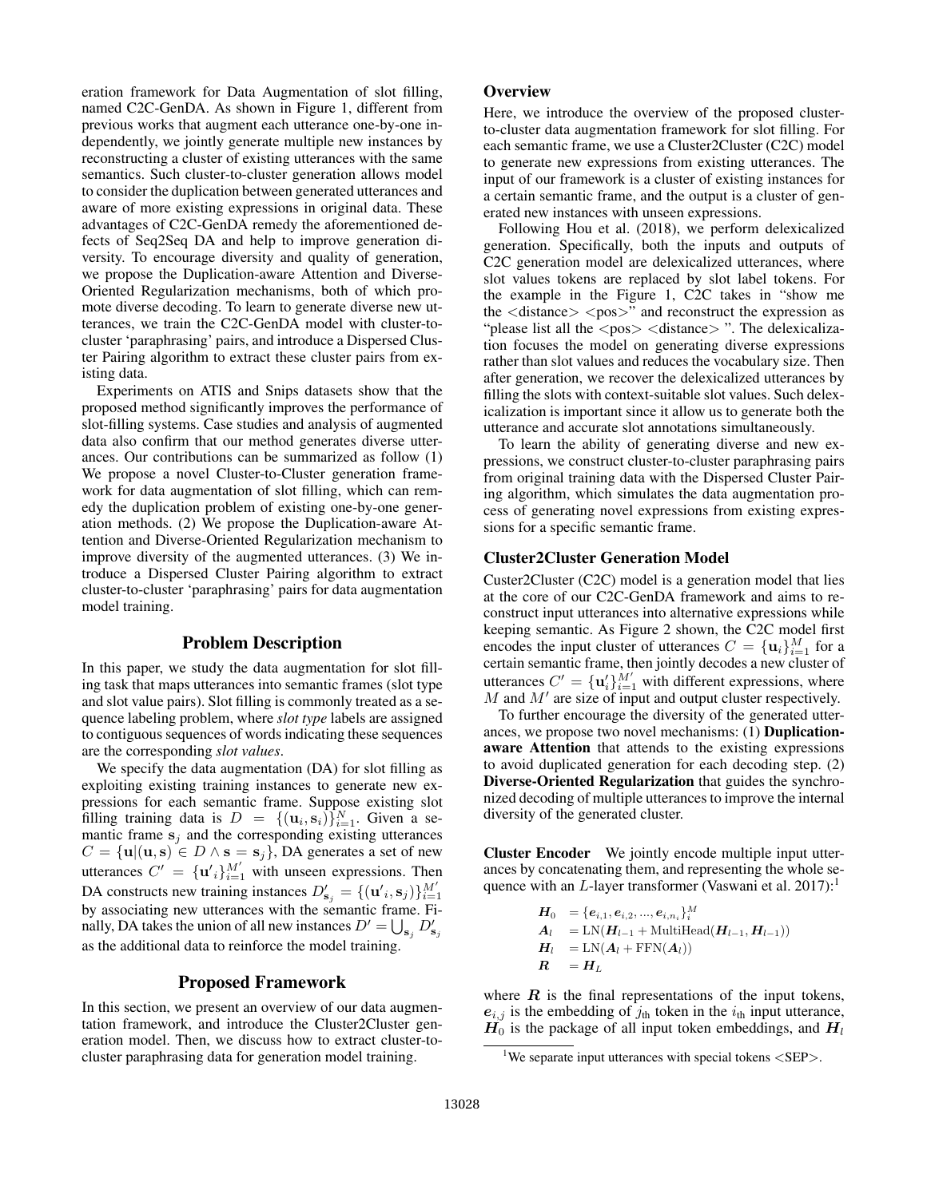eration framework for Data Augmentation of slot filling, named C2C-GenDA. As shown in Figure 1, different from previous works that augment each utterance one-by-one independently, we jointly generate multiple new instances by reconstructing a cluster of existing utterances with the same semantics. Such cluster-to-cluster generation allows model to consider the duplication between generated utterances and aware of more existing expressions in original data. These advantages of C2C-GenDA remedy the aforementioned defects of Seq2Seq DA and help to improve generation diversity. To encourage diversity and quality of generation, we propose the Duplication-aware Attention and Diverse-Oriented Regularization mechanisms, both of which promote diverse decoding. To learn to generate diverse new utterances, we train the C2C-GenDA model with cluster-to-cluster 'paraphrasing' pairs, and introduce a Dispersed Cluster Pairing algorithm to extract these cluster pairs from existing data.

Experiments on ATIS and Snips datasets show that the proposed method significantly improves the performance of slot-filling systems. Case studies and analysis of augmented data also confirm that our method generates diverse utterances. Our contributions can be summarized as follow (1) We propose a novel Cluster-to-Cluster generation framework for data augmentation of slot filling, which can remedy the duplication problem of existing one-by-one generation methods. (2) We propose the Duplication-aware Attention and Diverse-Oriented Regularization mechanism to improve diversity of the augmented utterances. (3) We introduce a Dispersed Cluster Pairing algorithm to extract cluster-to-cluster 'paraphrasing' pairs for data augmentation model training.

## Problem Description

In this paper, we study the data augmentation for slot filling task that maps utterances into semantic frames (slot type and slot value pairs). Slot filling is commonly treated as a sequence labeling problem, where *slot type* labels are assigned to contiguous sequences of words indicating these sequences are the corresponding *slot values*.

We specify the data augmentation (DA) for slot filling as exploiting existing training instances to generate new expressions for each semantic frame. Suppose existing slot filling training data is $D = \{(\mathbf{u}_i, \mathbf{s}_i)\}_{i=1}^{N}$. Given a semantic frame $\mathbf{s}_j$ and the corresponding existing utterances $C = \{\mathbf{u} | (\mathbf{u}, \mathbf{s}) \in D \wedge \mathbf{s} = \mathbf{s}_j\}$, DA generates a set of new utterances $C' = \{\mathbf{u'}_i\}_{i=1}^{M'}$ with unseen expressions. Then DA constructs new training instances $D'_{\mathbf{s}_j} = \{(\mathbf{u'}_i, \mathbf{s}_j)\}_{i=1}^{M'}$ by associating new utterances with the semantic frame. Finally, DA takes the union of all new instances $D' = \bigcup_{\mathbf{s}_j} D'_{\mathbf{s}_j}$ as the additional data to reinforce the model training.

## Proposed Framework

In this section, we present an overview of our data augmentation framework, and introduce the Cluster2Cluster generation model. Then, we discuss how to extract cluster-to-cluster paraphrasing data for generation model training.

### Overview

Here, we introduce the overview of the proposed cluster-to-cluster data augmentation framework for slot filling. For each semantic frame, we use a Cluster2Cluster (C2C) model to generate new expressions from existing utterances. The input of our framework is a cluster of existing instances for a certain semantic frame, and the output is a cluster of generated new instances with unseen expressions.

Following Hou et al. (2018), we perform delexicalized generation. Specifically, both the inputs and outputs of C2C generation model are delexicalized utterances, where slot values tokens are replaced by slot label tokens. For the example in the Figure 1, C2C takes in "show me the <distance> <pos>" and reconstruct the expression as "please list all the <pos> <distance> ". The delexicalization focuses the model on generating diverse expressions rather than slot values and reduces the vocabulary size. Then after generation, we recover the delexicalized utterances by filling the slots with context-suitable slot values. Such delexicalization is important since it allow us to generate both the utterance and accurate slot annotations simultaneously.

To learn the ability of generating diverse and new expressions, we construct cluster-to-cluster paraphrasing pairs from original training data with the Dispersed Cluster Pairing algorithm, which simulates the data augmentation process of generating novel expressions from existing expressions for a specific semantic frame.

### Cluster2Cluster Generation Model

Custer2Cluster (C2C) model is a generation model that lies at the core of our C2C-GenDA framework and aims to reconstruct input utterances into alternative expressions while keeping semantic. As Figure 2 shown, the C2C model first encodes the input cluster of utterances $C = \{\mathbf{u}_i\}_{i=1}^{M}$ for a certain semantic frame, then jointly decodes a new cluster of utterances $C' = \{\mathbf{u}'_i\}_{i=1}^{M'}$ with different expressions, where $M$ and $M'$ are size of input and output cluster respectively.

To further encourage the diversity of the generated utterances, we propose two novel mechanisms: (1) **Duplication-aware Attention** that attends to the existing expressions to avoid duplicated generation for each decoding step. (2) **Diverse-Oriented Regularization** that guides the synchronized decoding of multiple utterances to improve the internal diversity of the generated cluster.

**Cluster Encoder** We jointly encode multiple input utterances by concatenating them, and representing the whole sequence with an $L$-layer transformer (Vaswani et al. 2017):[1]

$$
\begin{aligned}
\boldsymbol{H}_0 &= \{\boldsymbol{e}_{i,1}, \boldsymbol{e}_{i,2}, ..., \boldsymbol{e}_{i,n_i}\}_i^M \\
\boldsymbol{A}_l &= \mathrm{LN}(\boldsymbol{H}_{l-1} + \mathrm{MultiHead}(\boldsymbol{H}_{l-1}, \boldsymbol{H}_{l-1})) \\
\boldsymbol{H}_l &= \mathrm{LN}(\boldsymbol{A}_l + \mathrm{FFN}(\boldsymbol{A}_l)) \\
\boldsymbol{R} &= \boldsymbol{H}_L
\end{aligned}
$$

where $\boldsymbol{R}$ is the final representations of the input tokens, $\boldsymbol{e}_{i,j}$ is the embedding of $j_{\text{th}}$ token in the $i_{\text{th}}$ input utterance, $\boldsymbol{H}_0$ is the package of all input token embeddings, and $\boldsymbol{H}_l$

[1] We separate input utterances with special tokens <SEP>.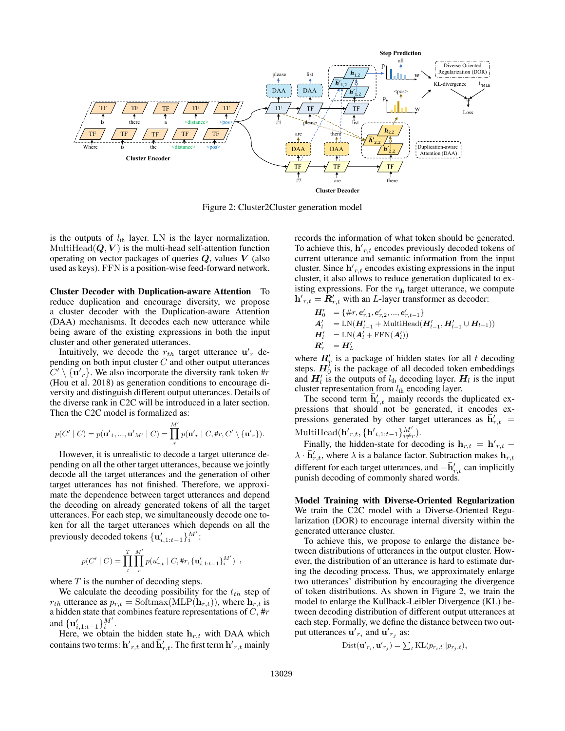Figure 2: Cluster2Cluster generation model

is the outputs of $l_{\text{th}}$ layer. LN is the layer normalization. $\text{MultiHead}(\boldsymbol{Q}, \boldsymbol{V})$ is the multi-head self-attention function operating on vector packages of queries $\boldsymbol{Q}$, values $\boldsymbol{V}$ (also used as keys). FFN is a position-wise feed-forward network.

**Cluster Decoder with Duplication-aware Attention** To reduce duplication and encourage diversity, we propose a cluster decoder with the Duplication-aware Attention (DAA) mechanisms. It decodes each new utterance while being aware of the existing expressions in both the input cluster and other generated utterances.

Intuitively, we decode the $r_{th}$ target utterance $\mathbf{u'}_r$ depending on both input cluster $C$ and other output utterances $C' \setminus \{\mathbf{u'}_r\}$. We also incorporate the diversity rank token $\#r$ (Hou et al. 2018) as generation conditions to encourage diversity and distinguish different output utterances. Details of the diverse rank in C2C will be introduced in a later section. Then the C2C model is formalized as:

$$p(C' \mid C) = p(\mathbf{u'}_1, ..., \mathbf{u'}_{M'} \mid C) = \prod_{r}^{M'} p(\mathbf{u'}_r \mid C, \#r, C' \setminus \{\mathbf{u'}_r\}).$$

However, it is unrealistic to decode a target utterance depending on all the other target utterances, because we jointly decode all the target utterances and the generation of other target utterances has not finished. Therefore, we approximate the dependence between target utterances and depend the decoding on already generated tokens of all the target utterances. For each step, we simultaneously decode one token for all the target utterances which depends on all the previously decoded tokens $\{\mathbf{u}'_{i,1:t-1}\}_i^{M'}$:

$$p(C' \mid C) = \prod_{t}^{T} \prod_{r}^{M'} p(u'_{r,t} \mid C, \#r, \{\mathbf{u}'_{i,1:t-1}\}_i^{M'}) \ ,$$

where $T$ is the number of decoding steps.

We calculate the decoding possibility for the $t_{th}$ step of $r_{th}$ utterance as $p_{r,t} = \text{Softmax}(\text{MLP}(\mathbf{h}_{r,t}))$, where $\mathbf{h}_{r,t}$ is a hidden state that combines feature representations of $C$, $\#r$ and $\{\mathbf{u}'_{i,1:t-1}\}_i^{M'}$.

Here, we obtain the hidden state $\mathbf{h}_{r,t}$ with DAA which contains two terms: $\mathbf{h'}_{r,t}$ and $\bar{\mathbf{h}}'_{r,t}$. The first term $\mathbf{h'}_{r,t}$ mainly records the information of what token should be generated. To achieve this, $\mathbf{h'}_{r,t}$ encodes previously decoded tokens of current utterance and semantic information from the input cluster. Since $\mathbf{h'}_{r,t}$ encodes existing expressions in the input cluster, it also allows to reduce generation duplicated to existing expressions. For the $r_{\text{th}}$ target utterance, we compute $\mathbf{h'}_{r,t} = \boldsymbol{R}'_{r,t}$ with an $L$-layer transformer as decoder:

$$\begin{aligned}
\boldsymbol{H}'_0 &= \{\#r, \boldsymbol{e}'_{r,1}, \boldsymbol{e}'_{r,2}, ..., \boldsymbol{e}'_{r,t-1}\} \\
\boldsymbol{A}'_l &= \text{LN}(\boldsymbol{H}'_{l-1} + \text{MultiHead}(\boldsymbol{H}'_{l-1}, \boldsymbol{H}'_{l-1} \cup \boldsymbol{H}_{l-1})) \\
\boldsymbol{H}'_l &= \text{LN}(\boldsymbol{A}'_l + \text{FFN}(\boldsymbol{A}'_l)) \\
\boldsymbol{R}'_r &= \boldsymbol{H}'_L
\end{aligned}$$

where $\boldsymbol{R}'_r$ is a package of hidden states for all $t$ decoding steps. $\boldsymbol{H}'_0$ is the package of all decoded token embeddings and $\boldsymbol{H}'_l$ is the outputs of $l_{\text{th}}$ decoding layer. $\boldsymbol{H}_l$ is the input cluster representation from $l_{\text{th}}$ encoding layer.

The second term $\bar{\mathbf{h}}'_{r,t}$ mainly records the duplicated expressions that should not be generated, it encodes expressions generated by other target utterances as $\bar{\mathbf{h}}'_{r,t} = \text{MultiHead}(\mathbf{h'}_{r,t}, \{\mathbf{h'}_{i,1:t-1}\}_{i \neq r}^{M'})$.

Finally, the hidden-state for decoding is $\mathbf{h}_{r,t} = \mathbf{h'}_{r,t} - \lambda \cdot \bar{\mathbf{h}}'_{r,t}$, where $\lambda$ is a balance factor. Subtraction makes $\mathbf{h}_{r,t}$ different for each target utterances, and $-\bar{\mathbf{h}}'_{r,t}$ can implicitly punish decoding of commonly shared words.

**Model Training with Diverse-Oriented Regularization** We train the C2C model with a Diverse-Oriented Regularization (DOR) to encourage internal diversity within the generated utterance cluster.

To achieve this, we propose to enlarge the distance between distributions of utterances in the output cluster. However, the distribution of an utterance is hard to estimate during the decoding process. Thus, we approximately enlarge two utterances' distribution by encouraging the divergence of token distributions. As shown in Figure 2, we train the model to enlarge the Kullback-Leibler Divergence (KL) between decoding distribution of different output utterances at each step. Formally, we define the distance between two output utterances $\mathbf{u'}_{r_i}$ and $\mathbf{u'}_{r_j}$ as:

$$\text{Dist}(\mathbf{u'}_{r_i}, \mathbf{u'}_{r_j}) = \sum_t \text{KL}(p_{r_i,t} || p_{r_j,t}),$$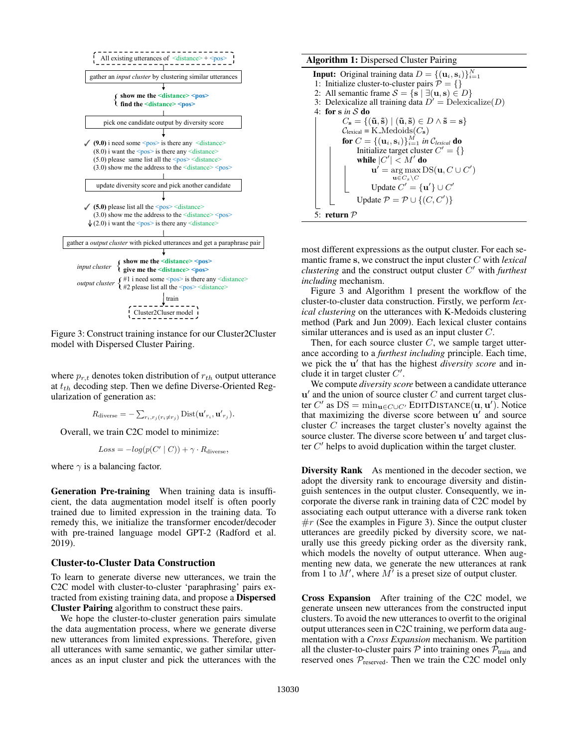All existing utterances of <distance> + <pos>

gather an *input cluster* by clustering similar utterances

{ **show me the <distance> <pos>**
**find the <distance> <pos>** }

pick one candidate output by diversity score

✓ **(9.0)** i need some <pos> is there any <distance>
(8.0) i want the <pos> is there any <distance>
(5.0) please same list all the <pos> <distance>
(3.0) show me the address to the <distance> <pos>

update diversity score and pick another candidate

✓ **(5.0)** please list all the <pos> <distance>
(3.0) show me the address to the <distance> <pos>
↓(2.0) i want the <pos> is there any <distance>

gather a *output cluster* with picked utterances and get a paraphrase pair

*input cluster* { **show me the <distance> <pos>**
**give me the <distance> <pos>** }

*output cluster* { #1 i need some <pos> is there any <distance>
#2 please list all the <pos> <distance> }

train

Cluster2Cluser model

Figure 3: Construct training instance for our Cluster2Cluster model with Dispersed Cluster Pairing.

where $p_{r,t}$ denotes token distribution of $r_{th}$ output utterance at $t_{th}$ decoding step. Then we define Diverse-Oriented Regularization of generation as:

$$R_{\text{diverse}} = -\sum_{r_i, r_j (r_i \neq r_j)} \text{Dist}(\mathbf{u'}_{r_i}, \mathbf{u'}_{r_j}).$$

Overall, we train C2C model to minimize:

$$Loss = -log(p(C' \mid C)) + \gamma \cdot R_{\text{diverse}},$$

where $\gamma$ is a balancing factor.

**Generation Pre-training** When training data is insufficient, the data augmentation model itself is often poorly trained due to limited expression in the training data. To remedy this, we initialize the transformer encoder/decoder with pre-trained language model GPT-2 (Radford et al. 2019).

## Cluster-to-Cluster Data Construction

To learn to generate diverse new utterances, we train the C2C model with cluster-to-cluster 'paraphrasing' pairs extracted from existing training data, and propose a **Dispersed Cluster Pairing** algorithm to construct these pairs.

We hope the cluster-to-cluster generation pairs simulate the data augmentation process, where we generate diverse new utterances from limited expressions. Therefore, given all utterances with same semantic, we gather similar utterances as an input cluster and pick the utterances with the

**Algorithm 1:** Dispersed Cluster Pairing

**Input:** Original training data $D = \{(\mathbf{u}_i, \mathbf{s}_i)\}_{i=1}^{N}$
1: Initialize cluster-to-cluster pairs $\mathcal{P} = \{\}$
2: All semantic frame $\mathcal{S} = \{\mathbf{s} \mid \exists(\mathbf{u}, \mathbf{s}) \in D\}$
3: Delexicalize all training data $D' = \text{Delexicalize}(D)$
4: **for** $\mathbf{s}$ *in* $\mathcal{S}$ **do**
    $C_{\mathbf{s}} = \{(\tilde{\mathbf{u}}, \tilde{\mathbf{s}}) \mid (\tilde{\mathbf{u}}, \tilde{\mathbf{s}}) \in D \wedge \tilde{\mathbf{s}} = \mathbf{s}\}$
    $\mathcal{C}_{\text{lexical}}$ = K_Medoids($C_{\mathbf{s}}$)
    **for** $C = \{(\mathbf{u}_i, \mathbf{s}_i)\}_{i=1}^{M}$ *in* $\mathcal{C}_{lexical}$ **do**
        Initialize target cluster $C' = \{\}$
        **while** $|C'| < M'$ **do**
            $\mathbf{u'} = \arg\max_{\mathbf{u} \in C_s \setminus C} \text{DS}(\mathbf{u}, C \cup C')$
            Update $C' = \{\mathbf{u'}\} \cup C'$
        Update $\mathcal{P} = \mathcal{P} \cup \{(C, C')\}$
5: **return** $\mathcal{P}$

most different expressions as the output cluster. For each semantic frame $\mathbf{s}$, we construct the input cluster $C$ with *lexical clustering* and the construct output cluster $C'$ with *furthest including* mechanism.

Figure 3 and Algorithm 1 present the workflow of the cluster-to-cluster data construction. Firstly, we perform *lexical clustering* on the utterances with K-Medoids clustering method (Park and Jun 2009). Each lexical cluster contains similar utterances and is used as an input cluster $C$.

Then, for each source cluster $C$, we sample target utterance according to a *furthest including* principle. Each time, we pick the $\mathbf{u'}$ that has the highest *diversity score* and include it in target cluster $C'$.

We compute *diversity score* between a candidate utterance $\mathbf{u'}$ and the union of source cluster $C$ and current target cluster $C'$ as $\text{DS} = \min_{\mathbf{u} \in C \cup C'} \text{EDITDISTANCE}(\mathbf{u}, \mathbf{u'})$. Notice that maximizing the diverse score between $\mathbf{u'}$ and source cluster $C$ increases the target cluster's novelty against the source cluster. The diverse score between $\mathbf{u'}$ and target cluster $C'$ helps to avoid duplication within the target cluster.

**Diversity Rank** As mentioned in the decoder section, we adopt the diversity rank to encourage diversity and distinguish sentences in the output cluster. Consequently, we incorporate the diverse rank in training data of C2C model by associating each output utterance with a diverse rank token $\#r$ (See the examples in Figure 3). Since the output cluster utterances are greedily picked by diversity score, we naturally use this greedy picking order as the diversity rank, which models the novelty of output utterance. When augmenting new data, we generate the new utterances at rank from 1 to $M'$, where $M'$ is a preset size of output cluster.

**Cross Expansion** After training of the C2C model, we generate unseen new utterances from the constructed input clusters. To avoid the new utterances to overfit to the original output utterances seen in C2C training, we perform data augmentation with a *Cross Expansion* mechanism. We partition all the cluster-to-cluster pairs $\mathcal{P}$ into training ones $\mathcal{P}_{\text{train}}$ and reserved ones $\mathcal{P}_{\text{reserved}}$. Then we train the C2C model only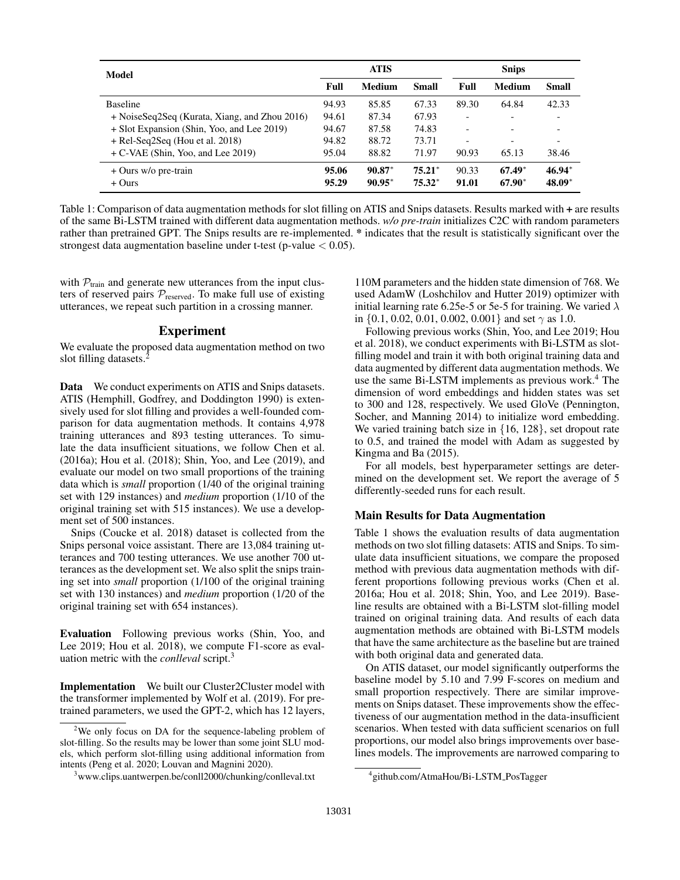| Model | ATIS | | | Snips | | |
|---|---|---|---|---|---|---|
| | **Full** | **Medium** | **Small** | **Full** | **Medium** | **Small** |
| Baseline | 94.93 | 85.85 | 67.33 | 89.30 | 64.84 | 42.33 |
| + NoiseSeq2Seq (Kurata, Xiang, and Zhou 2016) | 94.61 | 87.34 | 67.93 | - | - | - |
| + Slot Expansion (Shin, Yoo, and Lee 2019) | 94.67 | 87.58 | 74.83 | - | - | - |
| + Rel-Seq2Seq (Hou et al. 2018) | 94.82 | 88.72 | 73.71 | - | - | - |
| + C-VAE (Shin, Yoo, and Lee 2019) | 95.04 | 88.82 | 71.97 | 90.93 | 65.13 | 38.46 |
| + Ours w/o pre-train | **95.06** | **90.87*** | **75.21*** | 90.33 | **67.49*** | **46.94*** |
| + Ours | **95.29** | **90.95*** | **75.32*** | **91.01** | **67.90*** | **48.09*** |

Table 1: Comparison of data augmentation methods for slot filling on ATIS and Snips datasets. Results marked with **+** are results of the same Bi-LSTM trained with different data augmentation methods. *w/o pre-train* initializes C2C with random parameters rather than pretrained GPT. The Snips results are re-implemented. * indicates that the result is statistically significant over the strongest data augmentation baseline under t-test (p-value $< 0.05$).

with $\mathcal{P}_{\text{train}}$ and generate new utterances from the input clusters of reserved pairs $\mathcal{P}_{\text{reserved}}$. To make full use of existing utterances, we repeat such partition in a crossing manner.

## Experiment

We evaluate the proposed data augmentation method on two slot filling datasets.[2]

**Data** We conduct experiments on ATIS and Snips datasets. ATIS (Hemphill, Godfrey, and Doddington 1990) is extensively used for slot filling and provides a well-founded comparison for data augmentation methods. It contains 4,978 training utterances and 893 testing utterances. To simulate the data insufficient situations, we follow Chen et al. (2016a); Hou et al. (2018); Shin, Yoo, and Lee (2019), and evaluate our model on two small proportions of the training data which is *small* proportion (1/40 of the original training set with 129 instances) and *medium* proportion (1/10 of the original training set with 515 instances). We use a development set of 500 instances.

Snips (Coucke et al. 2018) dataset is collected from the Snips personal voice assistant. There are 13,084 training utterances and 700 testing utterances. We use another 700 utterances as the development set. We also split the snips training set into *small* proportion (1/100 of the original training set with 130 instances) and *medium* proportion (1/20 of the original training set with 654 instances).

**Evaluation** Following previous works (Shin, Yoo, and Lee 2019; Hou et al. 2018), we compute F1-score as evaluation metric with the *conlleval* script.[3]

**Implementation** We built our Cluster2Cluster model with the transformer implemented by Wolf et al. (2019). For pretrained parameters, we used the GPT-2, which has 12 layers, 110M parameters and the hidden state dimension of 768. We used AdamW (Loshchilov and Hutter 2019) optimizer with initial learning rate 6.25e-5 or 5e-5 for training. We varied $\lambda$ in $\{0.1, 0.02, 0.01, 0.002, 0.001\}$ and set $\gamma$ as 1.0.

Following previous works (Shin, Yoo, and Lee 2019; Hou et al. 2018), we conduct experiments with Bi-LSTM as slot-filling model and train it with both original training data and data augmented by different data augmentation methods. We use the same Bi-LSTM implements as previous work.[4] The dimension of word embeddings and hidden states was set to 300 and 128, respectively. We used GloVe (Pennington, Socher, and Manning 2014) to initialize word embedding. We varied training batch size in $\{16, 128\}$, set dropout rate to 0.5, and trained the model with Adam as suggested by Kingma and Ba (2015).

For all models, best hyperparameter settings are determined on the development set. We report the average of 5 differently-seeded runs for each result.

### Main Results for Data Augmentation

Table 1 shows the evaluation results of data augmentation methods on two slot filling datasets: ATIS and Snips. To simulate data insufficient situations, we compare the proposed method with previous data augmentation methods with different proportions following previous works (Chen et al. 2016a; Hou et al. 2018; Shin, Yoo, and Lee 2019). Baseline results are obtained with a Bi-LSTM slot-filling model trained on original training data. And results of each data augmentation methods are obtained with Bi-LSTM models that have the same architecture as the baseline but are trained with both original data and generated data.

On ATIS dataset, our model significantly outperforms the baseline model by 5.10 and 7.99 F-scores on medium and small proportion respectively. There are similar improvements on Snips dataset. These improvements show the effectiveness of our augmentation method in the data-insufficient scenarios. When tested with data sufficient scenarios on full proportions, our model also brings improvements over baselines models. The improvements are narrowed comparing to

[2] We only focus on DA for the sequence-labeling problem of slot-filling. So the results may be lower than some joint SLU models, which perform slot-filling using additional information from intents (Peng et al. 2020; Louvan and Magnini 2020).

[3] www.clips.uantwerpen.be/conll2000/chunking/conlleval.txt

[4] github.com/AtmaHou/Bi-LSTM_PosTagger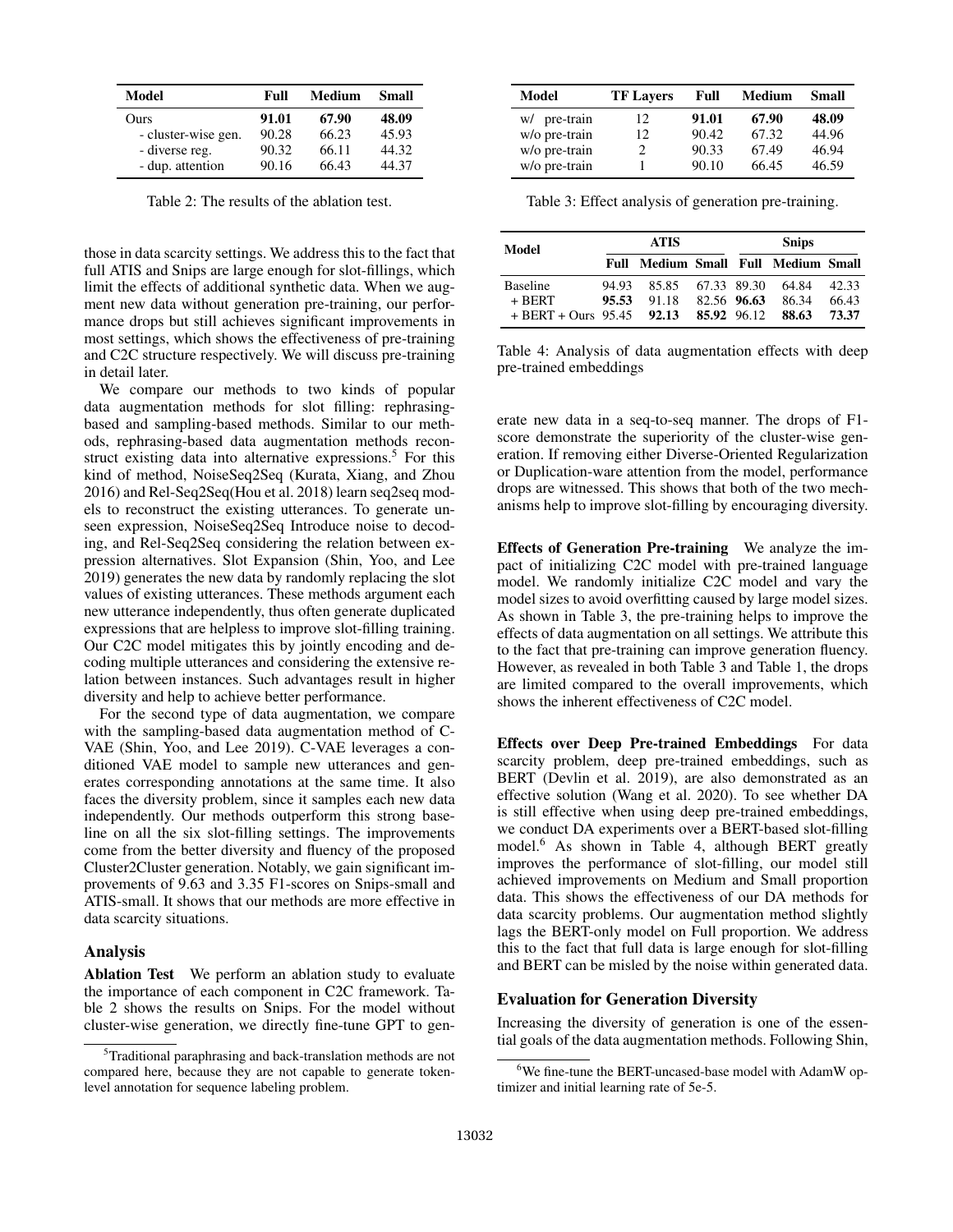| Model | Full | Medium | Small |
|---|---|---|---|
| Ours | **91.01** | **67.90** | **48.09** |
| - cluster-wise gen. | 90.28 | 66.23 | 45.93 |
| - diverse reg. | 90.32 | 66.11 | 44.32 |
| - dup. attention | 90.16 | 66.43 | 44.37 |

Table 2: The results of the ablation test.

those in data scarcity settings. We address this to the fact that full ATIS and Snips are large enough for slot-fillings, which limit the effects of additional synthetic data. When we augment new data without generation pre-training, our performance drops but still achieves significant improvements in most settings, which shows the effectiveness of pre-training and C2C structure respectively. We will discuss pre-training in detail later.

We compare our methods to two kinds of popular data augmentation methods for slot filling: rephrasing-based and sampling-based methods. Similar to our methods, rephrasing-based data augmentation methods reconstruct existing data into alternative expressions.[5] For this kind of method, NoiseSeq2Seq (Kurata, Xiang, and Zhou 2016) and Rel-Seq2Seq(Hou et al. 2018) learn seq2seq models to reconstruct the existing utterances. To generate unseen expression, NoiseSeq2Seq Introduce noise to decoding, and Rel-Seq2Seq considering the relation between expression alternatives. Slot Expansion (Shin, Yoo, and Lee 2019) generates the new data by randomly replacing the slot values of existing utterances. These methods argument each new utterance independently, thus often generate duplicated expressions that are helpless to improve slot-filling training. Our C2C model mitigates this by jointly encoding and decoding multiple utterances and considering the extensive relation between instances. Such advantages result in higher diversity and help to achieve better performance.

For the second type of data augmentation, we compare with the sampling-based data augmentation method of C-VAE (Shin, Yoo, and Lee 2019). C-VAE leverages a conditioned VAE model to sample new utterances and generates corresponding annotations at the same time. It also faces the diversity problem, since it samples each new data independently. Our methods outperform this strong baseline on all the six slot-filling settings. The improvements come from the better diversity and fluency of the proposed Cluster2Cluster generation. Notably, we gain significant improvements of 9.63 and 3.35 F1-scores on Snips-small and ATIS-small. It shows that our methods are more effective in data scarcity situations.

## Analysis

**Ablation Test** We perform an ablation study to evaluate the importance of each component in C2C framework. Table 2 shows the results on Snips. For the model without cluster-wise generation, we directly fine-tune GPT to generate new data in a seq-to-seq manner. The drops of F1-score demonstrate the superiority of the cluster-wise generation. If removing either Diverse-Oriented Regularization or Duplication-ware attention from the model, performance drops are witnessed. This shows that both of the two mechanisms help to improve slot-filling by encouraging diversity.

[5] Traditional paraphrasing and back-translation methods are not compared here, because they are not capable to generate token-level annotation for sequence labeling problem.

| Model | TF Layers | Full | Medium | Small |
|---|---|---|---|---|
| w/ pre-train | 12 | **91.01** | **67.90** | **48.09** |
| w/o pre-train | 12 | 90.42 | 67.32 | 44.96 |
| w/o pre-train | 2 | 90.33 | 67.49 | 46.94 |
| w/o pre-train | 1 | 90.10 | 66.45 | 46.59 |

Table 3: Effect analysis of generation pre-training.

| Model | ATIS | | | Snips | | |
|---|---|---|---|---|---|---|
| | Full | Medium | Small | Full | Medium | Small |
| Baseline | 94.93 | 85.85 | 67.33 | 89.30 | 64.84 | 42.33 |
| + BERT | **95.53** | 91.18 | 82.56 | **96.63** | 86.34 | 66.43 |
| + BERT + Ours | 95.45 | **92.13** | **85.92** | 96.12 | **88.63** | **73.37** |

Table 4: Analysis of data augmentation effects with deep pre-trained embeddings

**Effects of Generation Pre-training** We analyze the impact of initializing C2C model with pre-trained language model. We randomly initialize C2C model and vary the model sizes to avoid overfitting caused by large model sizes. As shown in Table 3, the pre-training helps to improve the effects of data augmentation on all settings. We attribute this to the fact that pre-training can improve generation fluency. However, as revealed in both Table 3 and Table 1, the drops are limited compared to the overall improvements, which shows the inherent effectiveness of C2C model.

**Effects over Deep Pre-trained Embeddings** For data scarcity problem, deep pre-trained embeddings, such as BERT (Devlin et al. 2019), are also demonstrated as an effective solution (Wang et al. 2020). To see whether DA is still effective when using deep pre-trained embeddings, we conduct DA experiments over a BERT-based slot-filling model.[6] As shown in Table 4, although BERT greatly improves the performance of slot-filling, our model still achieved improvements on Medium and Small proportion data. This shows the effectiveness of our DA methods for data scarcity problems. Our augmentation method slightly lags the BERT-only model on Full proportion. We address this to the fact that full data is large enough for slot-filling and BERT can be misled by the noise within generated data.

## Evaluation for Generation Diversity

Increasing the diversity of generation is one of the essential goals of the data augmentation methods. Following Shin,

[6] We fine-tune the BERT-uncased-base model with AdamW optimizer and initial learning rate of 5e-5.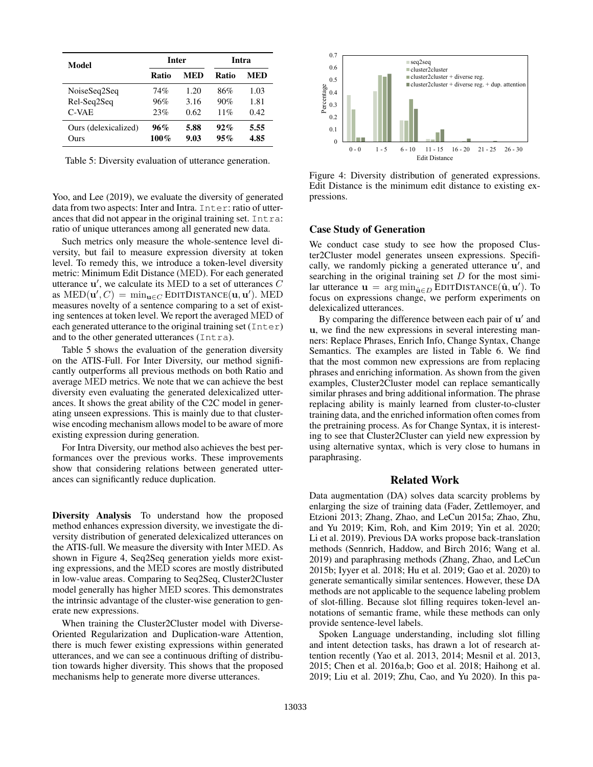| Model | Inter | | Intra | |
|---|---|---|---|---|
| | Ratio | MED | Ratio | MED |
| NoiseSeq2Seq | 74% | 1.20 | 86% | 1.03 |
| Rel-Seq2Seq | 96% | 3.16 | 90% | 1.81 |
| C-VAE | 23% | 0.62 | 11% | 0.42 |
| Ours (delexicalized) | **96%** | **5.88** | **92%** | **5.55** |
| Ours | **100%** | **9.03** | **95%** | **4.85** |

Table 5: Diversity evaluation of utterance generation.

Yoo, and Lee (2019), we evaluate the diversity of generated data from two aspects: Inter and Intra. `Inter`: ratio of utterances that did not appear in the original training set. `Intra`: ratio of unique utterances among all generated new data.

Such metrics only measure the whole-sentence level diversity, but fail to measure expression diversity at token level. To remedy this, we introduce a token-level diversity metric: Minimum Edit Distance (MED). For each generated utterance $\mathbf{u}'$, we calculate its MED to a set of utterances $C$ as $\text{MED}(\mathbf{u}', C) = \min_{\mathbf{u} \in C} \text{EDITDISTANCE}(\mathbf{u}, \mathbf{u}')$. MED measures novelty of a sentence comparing to a set of existing sentences at token level. We report the averaged MED of each generated utterance to the original training set (`Inter`) and to the other generated utterances (`Intra`).

Table 5 shows the evaluation of the generation diversity on the ATIS-Full. For Inter Diversity, our method significantly outperforms all previous methods on both Ratio and average MED metrics. We note that we can achieve the best diversity even evaluating the generated delexicalized utterances. It shows the great ability of the C2C model in generating unseen expressions. This is mainly due to that cluster-wise encoding mechanism allows model to be aware of more existing expression during generation.

For Intra Diversity, our method also achieves the best performances over the previous works. These improvements show that considering relations between generated utterances can significantly reduce duplication.

**Diversity Analysis** To understand how the proposed method enhances expression diversity, we investigate the diversity distribution of generated delexicalized utterances on the ATIS-full. We measure the diversity with Inter MED. As shown in Figure 4, Seq2Seq generation yields more existing expressions, and the MED scores are mostly distributed in low-value areas. Comparing to Seq2Seq, Cluster2Cluster model generally has higher MED scores. This demonstrates the intrinsic advantage of the cluster-wise generation to generate new expressions.

When training the Cluster2Cluster model with Diverse-Oriented Regularization and Duplication-ware Attention, there is much fewer existing expressions within generated utterances, and we can see a continuous drifting of distribution towards higher diversity. This shows that the proposed mechanisms help to generate more diverse utterances.

Figure 4: Diversity distribution of generated expressions. Edit Distance is the minimum edit distance to existing expressions.

### Case Study of Generation

We conduct case study to see how the proposed Cluster2Cluster model generates unseen expressions. Specifically, we randomly picking a generated utterance $\mathbf{u}'$, and searching in the original training set $D$ for the most similar utterance $\mathbf{u} = \arg\min_{\hat{\mathbf{u}} \in D} \text{EDITDISTANCE}(\hat{\mathbf{u}}, \mathbf{u}')$. To focus on expressions change, we perform experiments on delexicalized utterances.

By comparing the difference between each pair of $\mathbf{u}'$ and $\mathbf{u}$, we find the new expressions in several interesting manners: Replace Phrases, Enrich Info, Change Syntax, Change Semantics. The examples are listed in Table 6. We find that the most common new expressions are from replacing phrases and enriching information. As shown from the given examples, Cluster2Cluster model can replace semantically similar phrases and bring additional information. The phrase replacing ability is mainly learned from cluster-to-cluster training data, and the enriched information often comes from the pretraining process. As for Change Syntax, it is interesting to see that Cluster2Cluster can yield new expression by using alternative syntax, which is very close to humans in paraphrasing.

## Related Work

Data augmentation (DA) solves data scarcity problems by enlarging the size of training data (Fader, Zettlemoyer, and Etzioni 2013; Zhang, Zhao, and LeCun 2015a; Zhao, Zhu, and Yu 2019; Kim, Roh, and Kim 2019; Yin et al. 2020; Li et al. 2019). Previous DA works propose back-translation methods (Sennrich, Haddow, and Birch 2016; Wang et al. 2019) and paraphrasing methods (Zhang, Zhao, and LeCun 2015b; Iyyer et al. 2018; Hu et al. 2019; Gao et al. 2020) to generate semantically similar sentences. However, these DA methods are not applicable to the sequence labeling problem of slot-filling. Because slot filling requires token-level annotations of semantic frame, while these methods can only provide sentence-level labels.

Spoken Language understanding, including slot filling and intent detection tasks, has drawn a lot of research attention recently (Yao et al. 2013, 2014; Mesnil et al. 2013, 2015; Chen et al. 2016a,b; Goo et al. 2018; Haihong et al. 2019; Liu et al. 2019; Zhu, Cao, and Yu 2020). In this pa-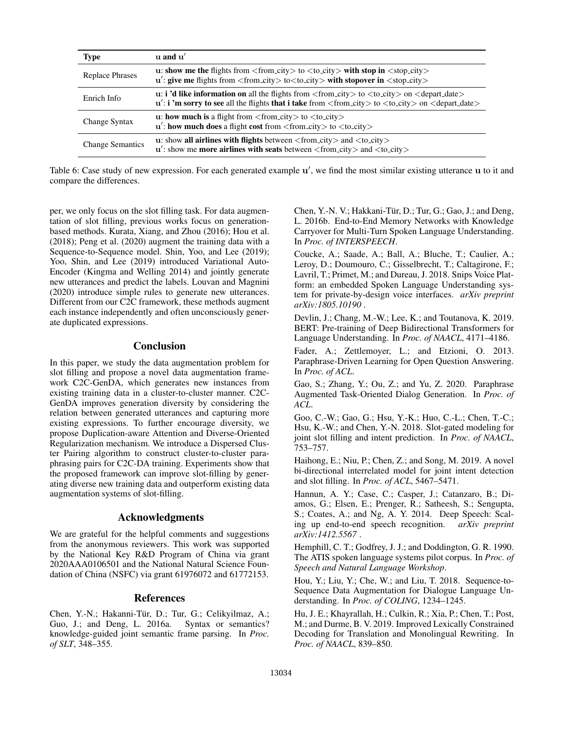| Type | u and u′ |
|---|---|
| Replace Phrases | u: **show me the** flights from <from_city> to <to_city> **with stop in** <stop_city><br>u′: **give me** flights from <from_city> to<to_city> **with stopover in** <stop_city> |
| Enrich Info | u: **i 'd like information on** all the flights from <from_city> to <to_city> on <depart_date><br>u′: **i 'm sorry to see** all the flights **that i take** from <from_city> to <to_city> on <depart_date> |
| Change Syntax | u: **how much is** a flight from <from_city> to <to_city><br>u′: **how much does** a flight **cost** from <from_city> to <to_city> |
| Change Semantics | u: show **all airlines with flights** between <from_city> and <to_city><br>u′: show me **more airlines with seats** between <from_city> and <to_city> |

Table 6: Case study of new expression. For each generated example $\mathbf{u}'$, we find the most similar existing utterance $\mathbf{u}$ to it and compare the differences.

per, we only focus on the slot filling task. For data augmentation of slot filling, previous works focus on generation-based methods. Kurata, Xiang, and Zhou (2016); Hou et al. (2018); Peng et al. (2020) augment the training data with a Sequence-to-Sequence model. Shin, Yoo, and Lee (2019); Yoo, Shin, and Lee (2019) introduced Variational Auto-Encoder (Kingma and Welling 2014) and jointly generate new utterances and predict the labels. Louvan and Magnini (2020) introduce simple rules to generate new utterances. Different from our C2C framework, these methods augment each instance independently and often unconsciously generate duplicated expressions.

## Conclusion

In this paper, we study the data augmentation problem for slot filling and propose a novel data augmentation framework C2C-GenDA, which generates new instances from existing training data in a cluster-to-cluster manner. C2C-GenDA improves generation diversity by considering the relation between generated utterances and capturing more existing expressions. To further encourage diversity, we propose Duplication-aware Attention and Diverse-Oriented Regularization mechanism. We introduce a Dispersed Cluster Pairing algorithm to construct cluster-to-cluster paraphrasing pairs for C2C-DA training. Experiments show that the proposed framework can improve slot-filling by generating diverse new training data and outperform existing data augmentation systems of slot-filling.

## Acknowledgments

We are grateful for the helpful comments and suggestions from the anonymous reviewers. This work was supported by the National Key R&D Program of China via grant 2020AAA0106501 and the National Natural Science Foundation of China (NSFC) via grant 61976072 and 61772153.

## References

Chen, Y.-N.; Hakanni-Tür, D.; Tur, G.; Celikyilmaz, A.; Guo, J.; and Deng, L. 2016a. Syntax or semantics? knowledge-guided joint semantic frame parsing. In *Proc. of SLT*, 348–355.

Chen, Y.-N. V.; Hakkani-Tür, D.; Tur, G.; Gao, J.; and Deng, L. 2016b. End-to-End Memory Networks with Knowledge Carryover for Multi-Turn Spoken Language Understanding. In *Proc. of INTERSPEECH*.

Coucke, A.; Saade, A.; Ball, A.; Bluche, T.; Caulier, A.; Leroy, D.; Doumouro, C.; Gisselbrecht, T.; Caltagirone, F.; Lavril, T.; Primet, M.; and Dureau, J. 2018. Snips Voice Platform: an embedded Spoken Language Understanding system for private-by-design voice interfaces. *arXiv preprint arXiv:1805.10190* .

Devlin, J.; Chang, M.-W.; Lee, K.; and Toutanova, K. 2019. BERT: Pre-training of Deep Bidirectional Transformers for Language Understanding. In *Proc. of NAACL*, 4171–4186.

Fader, A.; Zettlemoyer, L.; and Etzioni, O. 2013. Paraphrase-Driven Learning for Open Question Answering. In *Proc. of ACL*.

Gao, S.; Zhang, Y.; Ou, Z.; and Yu, Z. 2020. Paraphrase Augmented Task-Oriented Dialog Generation. In *Proc. of ACL*.

Goo, C.-W.; Gao, G.; Hsu, Y.-K.; Huo, C.-L.; Chen, T.-C.; Hsu, K.-W.; and Chen, Y.-N. 2018. Slot-gated modeling for joint slot filling and intent prediction. In *Proc. of NAACL*, 753–757.

Haihong, E.; Niu, P.; Chen, Z.; and Song, M. 2019. A novel bi-directional interrelated model for joint intent detection and slot filling. In *Proc. of ACL*, 5467–5471.

Hannun, A. Y.; Case, C.; Casper, J.; Catanzaro, B.; Diamos, G.; Elsen, E.; Prenger, R.; Satheesh, S.; Sengupta, S.; Coates, A.; and Ng, A. Y. 2014. Deep Speech: Scaling up end-to-end speech recognition. *arXiv preprint arXiv:1412.5567* .

Hemphill, C. T.; Godfrey, J. J.; and Doddington, G. R. 1990. The ATIS spoken language systems pilot corpus. In *Proc. of Speech and Natural Language Workshop*.

Hou, Y.; Liu, Y.; Che, W.; and Liu, T. 2018. Sequence-to-Sequence Data Augmentation for Dialogue Language Understanding. In *Proc. of COLING*, 1234–1245.

Hu, J. E.; Khayrallah, H.; Culkin, R.; Xia, P.; Chen, T.; Post, M.; and Durme, B. V. 2019. Improved Lexically Constrained Decoding for Translation and Monolingual Rewriting. In *Proc. of NAACL*, 839–850.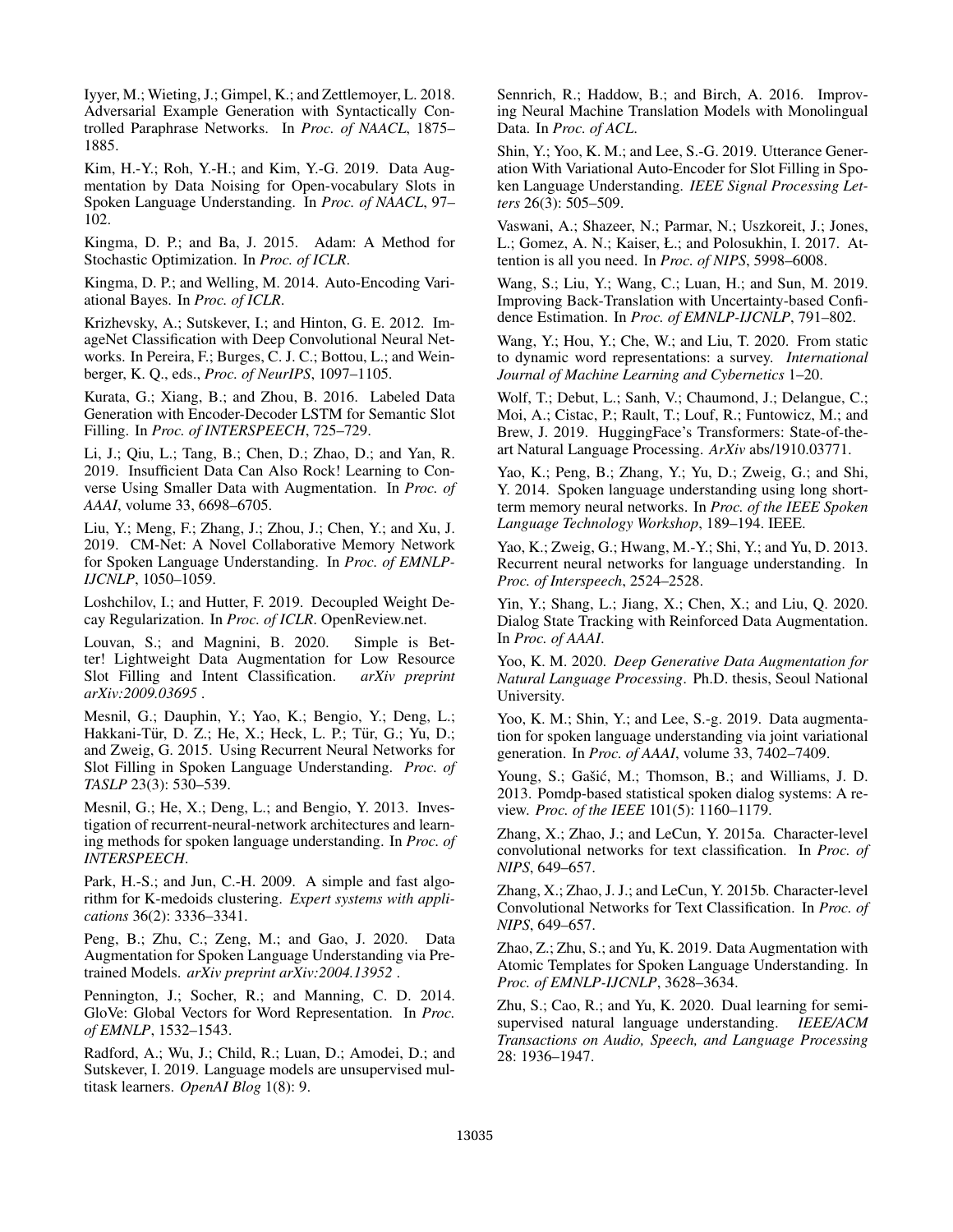Iyyer, M.; Wieting, J.; Gimpel, K.; and Zettlemoyer, L. 2018. Adversarial Example Generation with Syntactically Controlled Paraphrase Networks. In *Proc. of NAACL*, 1875–1885.

Kim, H.-Y.; Roh, Y.-H.; and Kim, Y.-G. 2019. Data Augmentation by Data Noising for Open-vocabulary Slots in Spoken Language Understanding. In *Proc. of NAACL*, 97–102.

Kingma, D. P.; and Ba, J. 2015. Adam: A Method for Stochastic Optimization. In *Proc. of ICLR*.

Kingma, D. P.; and Welling, M. 2014. Auto-Encoding Variational Bayes. In *Proc. of ICLR*.

Krizhevsky, A.; Sutskever, I.; and Hinton, G. E. 2012. ImageNet Classification with Deep Convolutional Neural Networks. In Pereira, F.; Burges, C. J. C.; Bottou, L.; and Weinberger, K. Q., eds., *Proc. of NeurIPS*, 1097–1105.

Kurata, G.; Xiang, B.; and Zhou, B. 2016. Labeled Data Generation with Encoder-Decoder LSTM for Semantic Slot Filling. In *Proc. of INTERSPEECH*, 725–729.

Li, J.; Qiu, L.; Tang, B.; Chen, D.; Zhao, D.; and Yan, R. 2019. Insufficient Data Can Also Rock! Learning to Converse Using Smaller Data with Augmentation. In *Proc. of AAAI*, volume 33, 6698–6705.

Liu, Y.; Meng, F.; Zhang, J.; Zhou, J.; Chen, Y.; and Xu, J. 2019. CM-Net: A Novel Collaborative Memory Network for Spoken Language Understanding. In *Proc. of EMNLP-IJCNLP*, 1050–1059.

Loshchilov, I.; and Hutter, F. 2019. Decoupled Weight Decay Regularization. In *Proc. of ICLR*. OpenReview.net.

Louvan, S.; and Magnini, B. 2020. Simple is Better! Lightweight Data Augmentation for Low Resource Slot Filling and Intent Classification. *arXiv preprint arXiv:2009.03695* .

Mesnil, G.; Dauphin, Y.; Yao, K.; Bengio, Y.; Deng, L.; Hakkani-Tür, D. Z.; He, X.; Heck, L. P.; Tür, G.; Yu, D.; and Zweig, G. 2015. Using Recurrent Neural Networks for Slot Filling in Spoken Language Understanding. *Proc. of TASLP* 23(3): 530–539.

Mesnil, G.; He, X.; Deng, L.; and Bengio, Y. 2013. Investigation of recurrent-neural-network architectures and learning methods for spoken language understanding. In *Proc. of INTERSPEECH*.

Park, H.-S.; and Jun, C.-H. 2009. A simple and fast algorithm for K-medoids clustering. *Expert systems with applications* 36(2): 3336–3341.

Peng, B.; Zhu, C.; Zeng, M.; and Gao, J. 2020. Data Augmentation for Spoken Language Understanding via Pretrained Models. *arXiv preprint arXiv:2004.13952* .

Pennington, J.; Socher, R.; and Manning, C. D. 2014. GloVe: Global Vectors for Word Representation. In *Proc. of EMNLP*, 1532–1543.

Radford, A.; Wu, J.; Child, R.; Luan, D.; Amodei, D.; and Sutskever, I. 2019. Language models are unsupervised multitask learners. *OpenAI Blog* 1(8): 9.

Sennrich, R.; Haddow, B.; and Birch, A. 2016. Improving Neural Machine Translation Models with Monolingual Data. In *Proc. of ACL*.

Shin, Y.; Yoo, K. M.; and Lee, S.-G. 2019. Utterance Generation With Variational Auto-Encoder for Slot Filling in Spoken Language Understanding. *IEEE Signal Processing Letters* 26(3): 505–509.

Vaswani, A.; Shazeer, N.; Parmar, N.; Uszkoreit, J.; Jones, L.; Gomez, A. N.; Kaiser, Ł.; and Polosukhin, I. 2017. Attention is all you need. In *Proc. of NIPS*, 5998–6008.

Wang, S.; Liu, Y.; Wang, C.; Luan, H.; and Sun, M. 2019. Improving Back-Translation with Uncertainty-based Confidence Estimation. In *Proc. of EMNLP-IJCNLP*, 791–802.

Wang, Y.; Hou, Y.; Che, W.; and Liu, T. 2020. From static to dynamic word representations: a survey. *International Journal of Machine Learning and Cybernetics* 1–20.

Wolf, T.; Debut, L.; Sanh, V.; Chaumond, J.; Delangue, C.; Moi, A.; Cistac, P.; Rault, T.; Louf, R.; Funtowicz, M.; and Brew, J. 2019. HuggingFace's Transformers: State-of-the-art Natural Language Processing. *ArXiv* abs/1910.03771.

Yao, K.; Peng, B.; Zhang, Y.; Yu, D.; Zweig, G.; and Shi, Y. 2014. Spoken language understanding using long short-term memory neural networks. In *Proc. of the IEEE Spoken Language Technology Workshop*, 189–194. IEEE.

Yao, K.; Zweig, G.; Hwang, M.-Y.; Shi, Y.; and Yu, D. 2013. Recurrent neural networks for language understanding. In *Proc. of Interspeech*, 2524–2528.

Yin, Y.; Shang, L.; Jiang, X.; Chen, X.; and Liu, Q. 2020. Dialog State Tracking with Reinforced Data Augmentation. In *Proc. of AAAI*.

Yoo, K. M. 2020. *Deep Generative Data Augmentation for Natural Language Processing*. Ph.D. thesis, Seoul National University.

Yoo, K. M.; Shin, Y.; and Lee, S.-g. 2019. Data augmentation for spoken language understanding via joint variational generation. In *Proc. of AAAI*, volume 33, 7402–7409.

Young, S.; Gašić, M.; Thomson, B.; and Williams, J. D. 2013. Pomdp-based statistical spoken dialog systems: A review. *Proc. of the IEEE* 101(5): 1160–1179.

Zhang, X.; Zhao, J.; and LeCun, Y. 2015a. Character-level convolutional networks for text classification. In *Proc. of NIPS*, 649–657.

Zhang, X.; Zhao, J. J.; and LeCun, Y. 2015b. Character-level Convolutional Networks for Text Classification. In *Proc. of NIPS*, 649–657.

Zhao, Z.; Zhu, S.; and Yu, K. 2019. Data Augmentation with Atomic Templates for Spoken Language Understanding. In *Proc. of EMNLP-IJCNLP*, 3628–3634.

Zhu, S.; Cao, R.; and Yu, K. 2020. Dual learning for semi-supervised natural language understanding. *IEEE/ACM Transactions on Audio, Speech, and Language Processing* 28: 1936–1947.